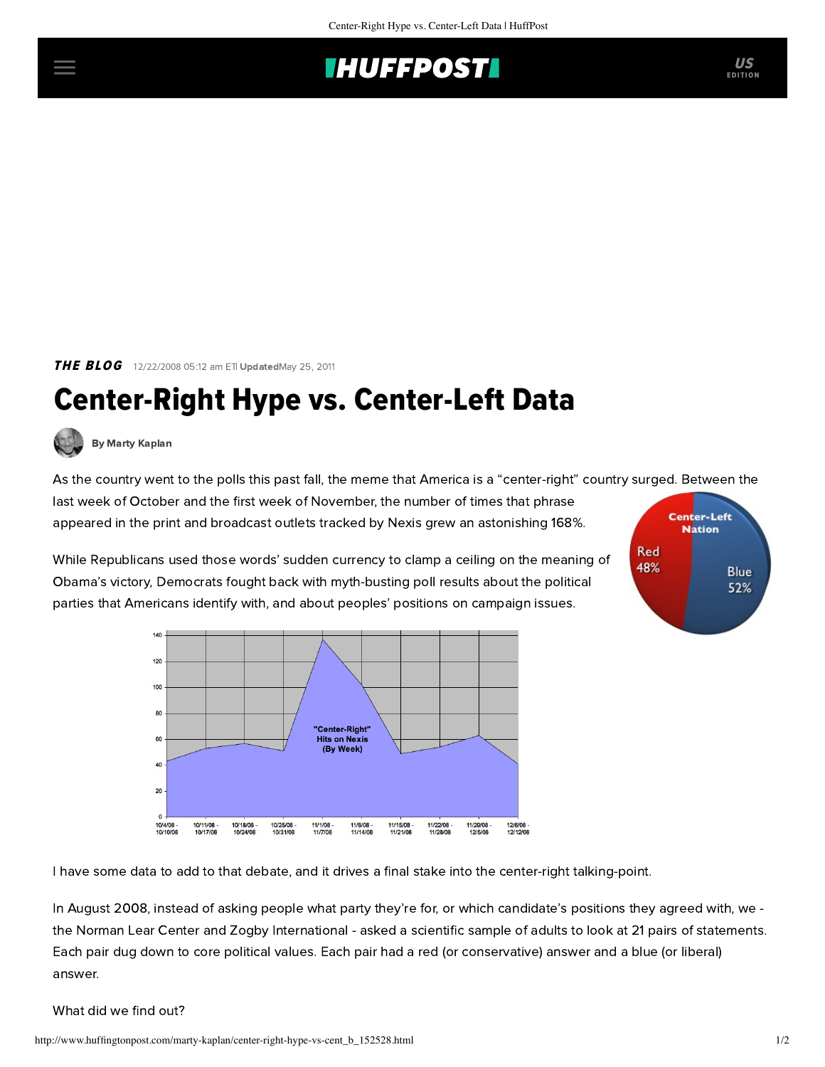*THE BLOG* 12/22/2008 05:12 am ET| **Updated** May 25, 2011

# Center-Right Hype vs. Center-Left Data

**By Marty Kaplan**

As the country went to the polls this past fall, the meme that America is a "center-right" country surged. Between the last week of October and the first week of November, the number of times that phrase appeared in the print and broadcast outlets tracked by Nexis grew an astonishing 168%.

While Republicans used those words' sudden currency to clamp a ceiling on the meaning of Obama's victory, Democrats fought back with myth-busting poll results about the political parties that Americans identify with, and about peoples' positions on campaign issues.

I have some data to add to that debate, and it drives a final stake into the center-right talking-point.

In August 2008, instead of asking people what party they're for, or which candidate's positions they agreed with, we - the Norman Lear Center and Zogby International - asked a scientific sample of adults to look at 21 pairs of statements. Each pair dug down to core political values. Each pair had a red (or conservative) answer and a blue (or liberal) answer.

What did we find out?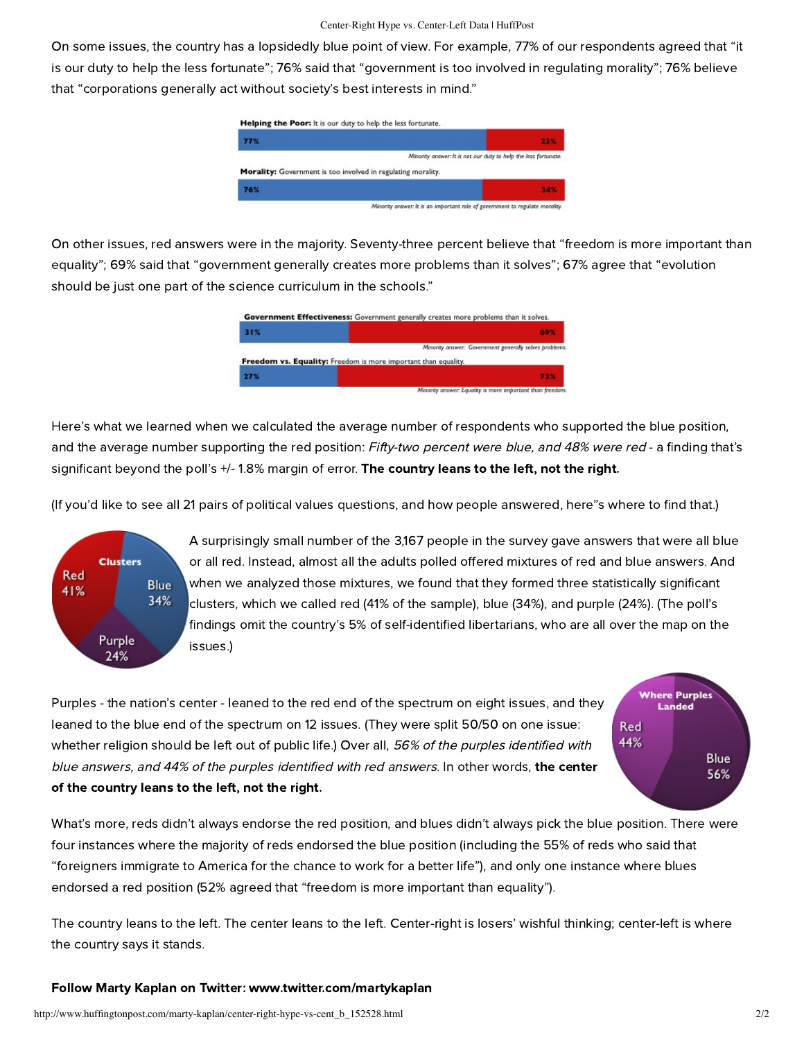On some issues, the country has a lopsidedly blue point of view. For example, 77% of our respondents agreed that "it is our duty to help the less fortunate"; 76% said that "government is too involved in regulating morality"; 76% believe that "corporations generally act without society's best interests in mind."

**Helping the Poor:** It is our duty to help the less fortunate.

77%

23%

*Minority answer: It is not our duty to help the less fortunate.*

**Morality:** Government is too involved in regulating morality.

76%

24%

*Minority answer: It is an important role of government to regulate morality.*

On other issues, red answers were in the majority. Seventy-three percent believe that "freedom is more important than equality"; 69% said that "government generally creates more problems than it solves"; 67% agree that "evolution should be just one part of the science curriculum in the schools."

**Government Effectiveness:** Government generally creates more problems than it solves.

31%

69%

*Minority answer: Government generally solves problems.*

**Freedom vs. Equality:** Freedom is more important than equality.

27%

73%

*Minority answer: Equality is more important than freedom.*

Here's what we learned when we calculated the average number of respondents who supported the blue position, and the average number supporting the red position: *Fifty-two percent were blue, and 48% were red* - a finding that's significant beyond the poll's +/- 1.8% margin of error. **The country leans to the left, not the right.**

(If you'd like to see all 21 pairs of political values questions, and how people answered, here"s where to find that.)

Clusters

Red 41%

Blue 34%

Purple 24%

A surprisingly small number of the 3,167 people in the survey gave answers that were all blue or all red. Instead, almost all the adults polled offered mixtures of red and blue answers. And when we analyzed those mixtures, we found that they formed three statistically significant clusters, which we called red (41% of the sample), blue (34%), and purple (24%). (The poll's findings omit the country's 5% of self-identified libertarians, who are all over the map on the issues.)

Purples - the nation's center - leaned to the red end of the spectrum on eight issues, and they leaned to the blue end of the spectrum on 12 issues. (They were split 50/50 on one issue: whether religion should be left out of public life.) Over all, *56% of the purples identified with blue answers, and 44% of the purples identified with red answers.* In other words, **the center of the country leans to the left, not the right.**

Where Purples Landed

Red 44%

Blue 56%

What's more, reds didn't always endorse the red position, and blues didn't always pick the blue position. There were four instances where the majority of reds endorsed the blue position (including the 55% of reds who said that "foreigners immigrate to America for the chance to work for a better life"), and only one instance where blues endorsed a red position (52% agreed that "freedom is more important than equality").

The country leans to the left. The center leans to the left. Center-right is losers' wishful thinking; center-left is where the country says it stands.

**Follow Marty Kaplan on Twitter: www.twitter.com/martykaplan**